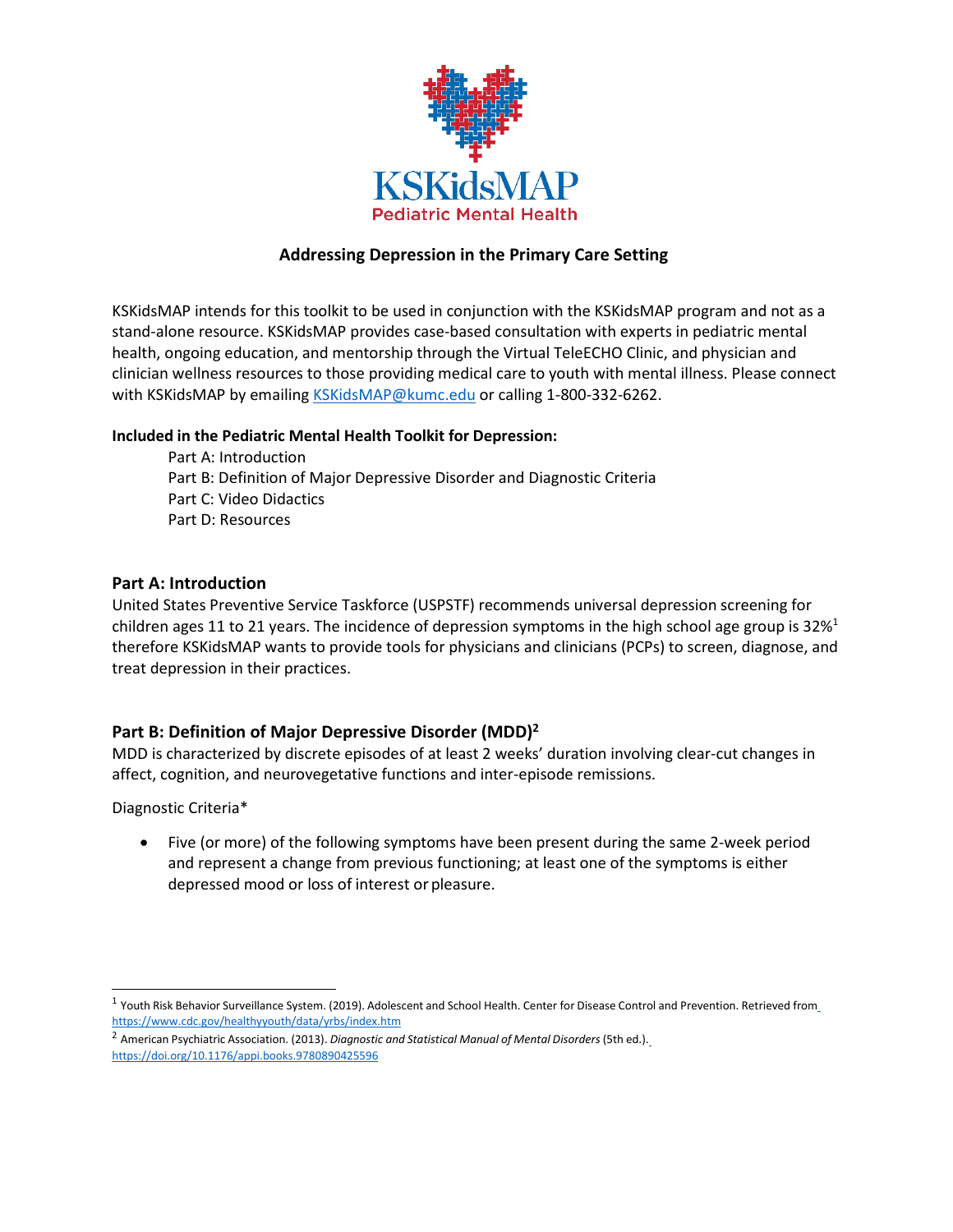KSKidsMAP

Pediatric Mental Health

# Addressing Depression in the Primary Care Setting

KSKidsMAP intends for this toolkit to be used in conjunction with the KSKidsMAP program and not as a stand-alone resource. KSKidsMAP provides case-based consultation with experts in pediatric mental health, ongoing education, and mentorship through the Virtual TeleECHO Clinic, and physician and clinician wellness resources to those providing medical care to youth with mental illness. Please connect with KSKidsMAP by emailing KSKidsMAP@kumc.edu or calling 1-800-332-6262.

**Included in the Pediatric Mental Health Toolkit for Depression:**

- Part A: Introduction
- Part B: Definition of Major Depressive Disorder and Diagnostic Criteria
- Part C: Video Didactics
- Part D: Resources

## Part A: Introduction

United States Preventive Service Taskforce (USPSTF) recommends universal depression screening for children ages 11 to 21 years. The incidence of depression symptoms in the high school age group is 32%[1] therefore KSKidsMAP wants to provide tools for physicians and clinicians (PCPs) to screen, diagnose, and treat depression in their practices.

## Part B: Definition of Major Depressive Disorder (MDD)[2]

MDD is characterized by discrete episodes of at least 2 weeks' duration involving clear-cut changes in affect, cognition, and neurovegetative functions and inter-episode remissions.

Diagnostic Criteria*

- Five (or more) of the following symptoms have been present during the same 2-week period and represent a change from previous functioning; at least one of the symptoms is either depressed mood or loss of interest or pleasure.

---

[1] Youth Risk Behavior Surveillance System. (2019). Adolescent and School Health. Center for Disease Control and Prevention. Retrieved from https://www.cdc.gov/healthyyouth/data/yrbs/index.htm

[2] American Psychiatric Association. (2013). *Diagnostic and Statistical Manual of Mental Disorders* (5th ed.). https://doi.org/10.1176/appi.books.9780890425596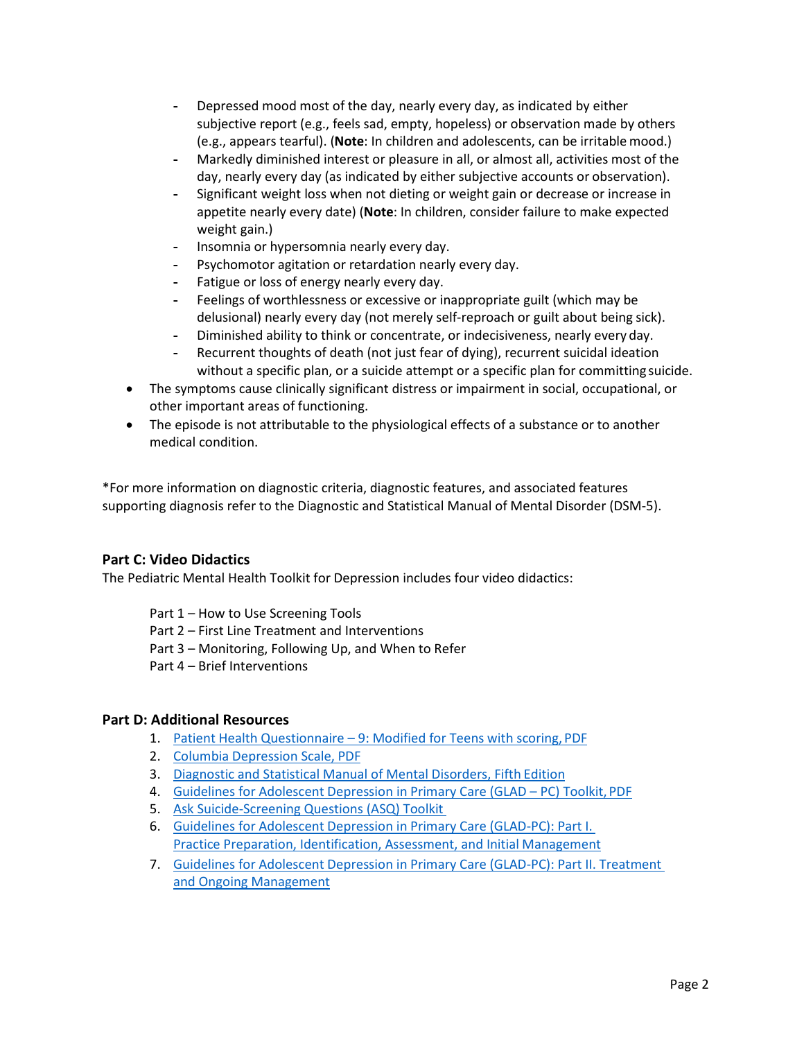- Depressed mood most of the day, nearly every day, as indicated by either subjective report (e.g., feels sad, empty, hopeless) or observation made by others (e.g., appears tearful). (**Note**: In children and adolescents, can be irritable mood.)
  - Markedly diminished interest or pleasure in all, or almost all, activities most of the day, nearly every day (as indicated by either subjective accounts or observation).
  - Significant weight loss when not dieting or weight gain or decrease or increase in appetite nearly every date) (**Note**: In children, consider failure to make expected weight gain.)
  - Insomnia or hypersomnia nearly every day.
  - Psychomotor agitation or retardation nearly every day.
  - Fatigue or loss of energy nearly every day.
  - Feelings of worthlessness or excessive or inappropriate guilt (which may be delusional) nearly every day (not merely self-reproach or guilt about being sick).
  - Diminished ability to think or concentrate, or indecisiveness, nearly every day.
  - Recurrent thoughts of death (not just fear of dying), recurrent suicidal ideation without a specific plan, or a suicide attempt or a specific plan for committing suicide.
- The symptoms cause clinically significant distress or impairment in social, occupational, or other important areas of functioning.
- The episode is not attributable to the physiological effects of a substance or to another medical condition.

*For more information on diagnostic criteria, diagnostic features, and associated features supporting diagnosis refer to the Diagnostic and Statistical Manual of Mental Disorder (DSM-5).

### Part C: Video Didactics

The Pediatric Mental Health Toolkit for Depression includes four video didactics:

Part 1 – How to Use Screening Tools
Part 2 – First Line Treatment and Interventions
Part 3 – Monitoring, Following Up, and When to Refer
Part 4 – Brief Interventions

### Part D: Additional Resources

1. Patient Health Questionnaire – 9: Modified for Teens with scoring, PDF
2. Columbia Depression Scale, PDF
3. Diagnostic and Statistical Manual of Mental Disorders, Fifth Edition
4. Guidelines for Adolescent Depression in Primary Care (GLAD – PC) Toolkit, PDF
5. Ask Suicide-Screening Questions (ASQ) Toolkit
6. Guidelines for Adolescent Depression in Primary Care (GLAD-PC): Part I. Practice Preparation, Identification, Assessment, and Initial Management
7. Guidelines for Adolescent Depression in Primary Care (GLAD-PC): Part II. Treatment and Ongoing Management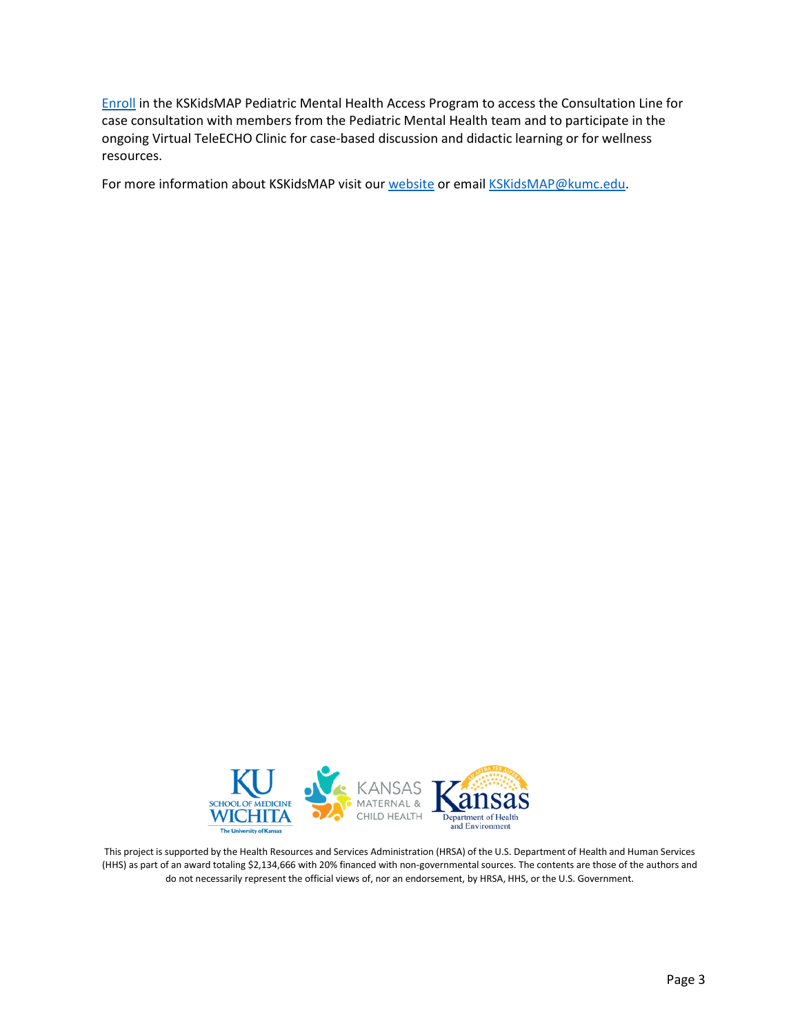Enroll in the KSKidsMAP Pediatric Mental Health Access Program to access the Consultation Line for case consultation with members from the Pediatric Mental Health team and to participate in the ongoing Virtual TeleECHO Clinic for case-based discussion and didactic learning or for wellness resources.

For more information about KSKidsMAP visit our website or email KSKidsMAP@kumc.edu.

This project is supported by the Health Resources and Services Administration (HRSA) of the U.S. Department of Health and Human Services (HHS) as part of an award totaling $2,134,666 with 20% financed with non-governmental sources. The contents are those of the authors and do not necessarily represent the official views of, nor an endorsement, by HRSA, HHS, or the U.S. Government.